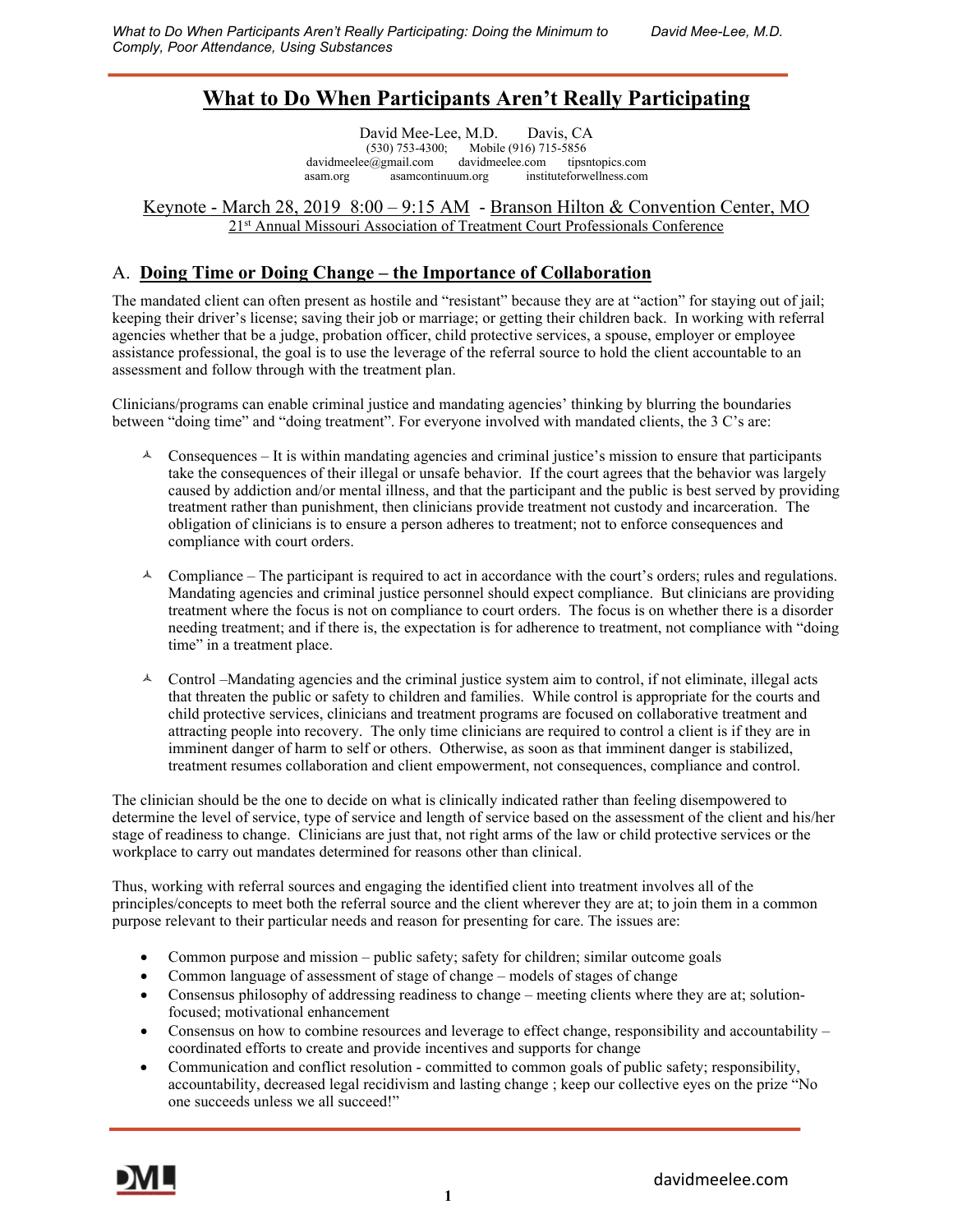# What to Do When Participants Aren't Really Participating

David Mee-Lee, M.D. Davis, CA
(530) 753-4300; Mobile (916) 715-5856
davidmeelee@gmail.com davidmeelee.com tipsntopics.com
asam.org asamcontinuum.org instituteforwellness.com

Keynote - March 28, 2019 8:00 – 9:15 AM - Branson Hilton & Convention Center, MO
21st Annual Missouri Association of Treatment Court Professionals Conference

## A. Doing Time or Doing Change – the Importance of Collaboration

The mandated client can often present as hostile and "resistant" because they are at "action" for staying out of jail; keeping their driver's license; saving their job or marriage; or getting their children back. In working with referral agencies whether that be a judge, probation officer, child protective services, a spouse, employer or employee assistance professional, the goal is to use the leverage of the referral source to hold the client accountable to an assessment and follow through with the treatment plan.

Clinicians/programs can enable criminal justice and mandating agencies' thinking by blurring the boundaries between "doing time" and "doing treatment". For everyone involved with mandated clients, the 3 C's are:

- Consequences – It is within mandating agencies and criminal justice's mission to ensure that participants take the consequences of their illegal or unsafe behavior. If the court agrees that the behavior was largely caused by addiction and/or mental illness, and that the participant and the public is best served by providing treatment rather than punishment, then clinicians provide treatment not custody and incarceration. The obligation of clinicians is to ensure a person adheres to treatment; not to enforce consequences and compliance with court orders.

- Compliance – The participant is required to act in accordance with the court's orders; rules and regulations. Mandating agencies and criminal justice personnel should expect compliance. But clinicians are providing treatment where the focus is not on compliance to court orders. The focus is on whether there is a disorder needing treatment; and if there is, the expectation is for adherence to treatment, not compliance with "doing time" in a treatment place.

- Control –Mandating agencies and the criminal justice system aim to control, if not eliminate, illegal acts that threaten the public or safety to children and families. While control is appropriate for the courts and child protective services, clinicians and treatment programs are focused on collaborative treatment and attracting people into recovery. The only time clinicians are required to control a client is if they are in imminent danger of harm to self or others. Otherwise, as soon as that imminent danger is stabilized, treatment resumes collaboration and client empowerment, not consequences, compliance and control.

The clinician should be the one to decide on what is clinically indicated rather than feeling disempowered to determine the level of service, type of service and length of service based on the assessment of the client and his/her stage of readiness to change. Clinicians are just that, not right arms of the law or child protective services or the workplace to carry out mandates determined for reasons other than clinical.

Thus, working with referral sources and engaging the identified client into treatment involves all of the principles/concepts to meet both the referral source and the client wherever they are at; to join them in a common purpose relevant to their particular needs and reason for presenting for care. The issues are:

- Common purpose and mission – public safety; safety for children; similar outcome goals
- Common language of assessment of stage of change – models of stages of change
- Consensus philosophy of addressing readiness to change – meeting clients where they are at; solution-focused; motivational enhancement
- Consensus on how to combine resources and leverage to effect change, responsibility and accountability – coordinated efforts to create and provide incentives and supports for change
- Communication and conflict resolution - committed to common goals of public safety; responsibility, accountability, decreased legal recidivism and lasting change ; keep our collective eyes on the prize "No one succeeds unless we all succeed!"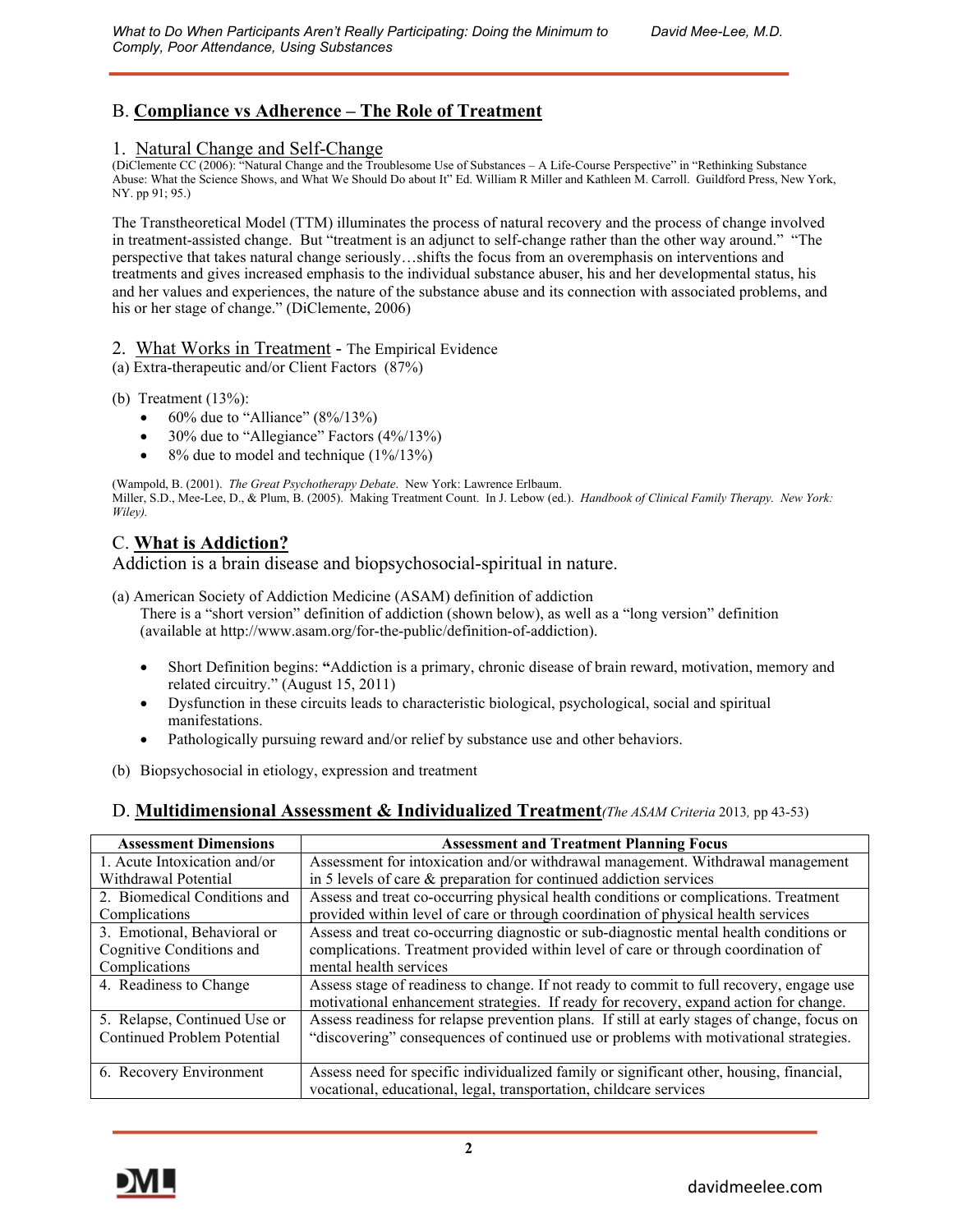## B. **Compliance vs Adherence – The Role of Treatment**

### 1. Natural Change and Self-Change

(DiClemente CC (2006): "Natural Change and the Troublesome Use of Substances – A Life-Course Perspective" in "Rethinking Substance Abuse: What the Science Shows, and What We Should Do about It" Ed. William R Miller and Kathleen M. Carroll. Guildford Press, New York, NY. pp 91; 95.)

The Transtheoretical Model (TTM) illuminates the process of natural recovery and the process of change involved in treatment-assisted change. But "treatment is an adjunct to self-change rather than the other way around." "The perspective that takes natural change seriously…shifts the focus from an overemphasis on interventions and treatments and gives increased emphasis to the individual substance abuser, his and her developmental status, his and her values and experiences, the nature of the substance abuse and its connection with associated problems, and his or her stage of change." (DiClemente, 2006)

### 2. What Works in Treatment - The Empirical Evidence

(a) Extra-therapeutic and/or Client Factors (87%)

(b) Treatment (13%):

- 60% due to "Alliance" (8%/13%)
- 30% due to "Allegiance" Factors (4%/13%)
- 8% due to model and technique (1%/13%)

(Wampold, B. (2001). *The Great Psychotherapy Debate*. New York: Lawrence Erlbaum.
Miller, S.D., Mee-Lee, D., & Plum, B. (2005). Making Treatment Count. In J. Lebow (ed.). *Handbook of Clinical Family Therapy. New York: Wiley).*

## C. **What is Addiction?**

Addiction is a brain disease and biopsychosocial-spiritual in nature.

(a) American Society of Addiction Medicine (ASAM) definition of addiction
There is a "short version" definition of addiction (shown below), as well as a "long version" definition (available at http://www.asam.org/for-the-public/definition-of-addiction).

- Short Definition begins: **"**Addiction is a primary, chronic disease of brain reward, motivation, memory and related circuitry." (August 15, 2011)
- Dysfunction in these circuits leads to characteristic biological, psychological, social and spiritual manifestations.
- Pathologically pursuing reward and/or relief by substance use and other behaviors.

(b) Biopsychosocial in etiology, expression and treatment

## D. **Multidimensional Assessment & Individualized Treatment** *(The ASAM Criteria* 2013*,* pp 43-53)

| Assessment Dimensions | Assessment and Treatment Planning Focus |
|---|---|
| 1. Acute Intoxication and/or Withdrawal Potential | Assessment for intoxication and/or withdrawal management. Withdrawal management in 5 levels of care & preparation for continued addiction services |
| 2. Biomedical Conditions and Complications | Assess and treat co-occurring physical health conditions or complications. Treatment provided within level of care or through coordination of physical health services |
| 3. Emotional, Behavioral or Cognitive Conditions and Complications | Assess and treat co-occurring diagnostic or sub-diagnostic mental health conditions or complications. Treatment provided within level of care or through coordination of mental health services |
| 4. Readiness to Change | Assess stage of readiness to change. If not ready to commit to full recovery, engage use motivational enhancement strategies. If ready for recovery, expand action for change. |
| 5. Relapse, Continued Use or Continued Problem Potential | Assess readiness for relapse prevention plans. If still at early stages of change, focus on "discovering" consequences of continued use or problems with motivational strategies. |
| 6. Recovery Environment | Assess need for specific individualized family or significant other, housing, financial, vocational, educational, legal, transportation, childcare services |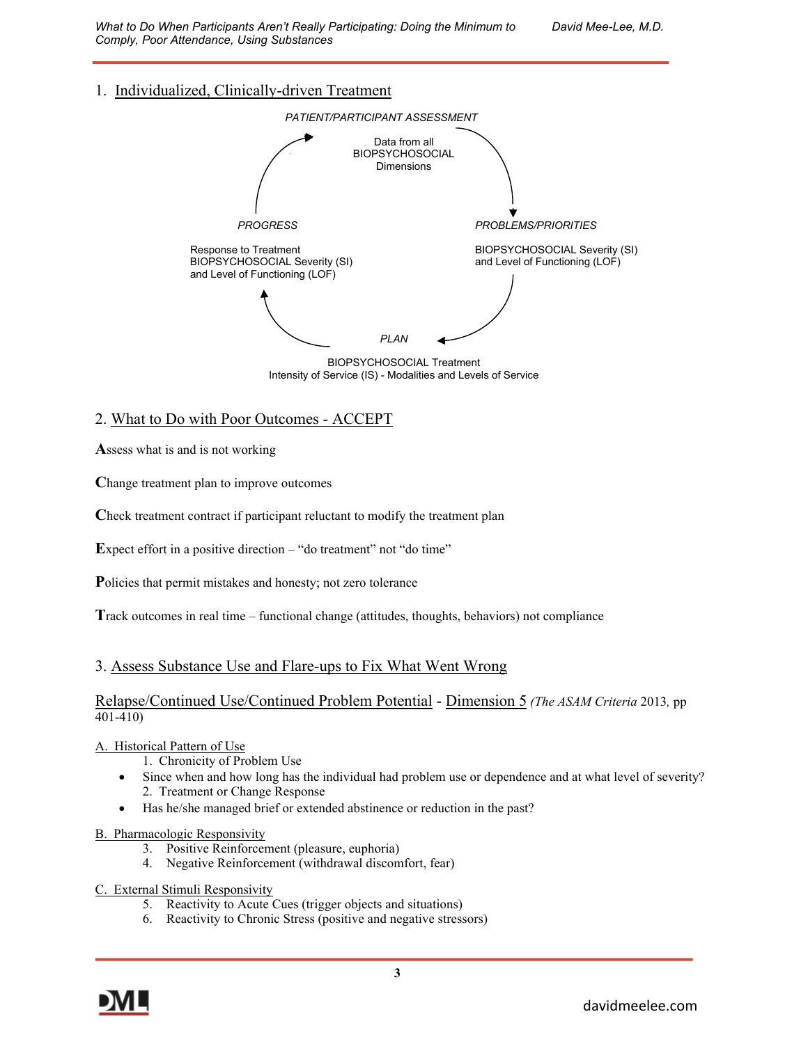## 1. Individualized, Clinically-driven Treatment

*PATIENT/PARTICIPANT ASSESSMENT*

Data from all BIOPSYCHOSOCIAL Dimensions

*PROBLEMS/PRIORITIES*

BIOPSYCHOSOCIAL Severity (SI) and Level of Functioning (LOF)

*PLAN*

BIOPSYCHOSOCIAL Treatment
Intensity of Service (IS) - Modalities and Levels of Service

*PROGRESS*

Response to Treatment
BIOPSYCHOSOCIAL Severity (SI) and Level of Functioning (LOF)

## 2. What to Do with Poor Outcomes - ACCEPT

**A**ssess what is and is not working

**C**hange treatment plan to improve outcomes

**C**heck treatment contract if participant reluctant to modify the treatment plan

**E**xpect effort in a positive direction – "do treatment" not "do time"

**P**olicies that permit mistakes and honesty; not zero tolerance

**T**rack outcomes in real time – functional change (attitudes, thoughts, behaviors) not compliance

## 3. Assess Substance Use and Flare-ups to Fix What Went Wrong

Relapse/Continued Use/Continued Problem Potential - Dimension 5 *(The ASAM Criteria* 2013, pp 401-410)

A. Historical Pattern of Use

1. Chronicity of Problem Use
   - Since when and how long has the individual had problem use or dependence and at what level of severity?
2. Treatment or Change Response
   - Has he/she managed brief or extended abstinence or reduction in the past?

B. Pharmacologic Responsivity

3. Positive Reinforcement (pleasure, euphoria)
4. Negative Reinforcement (withdrawal discomfort, fear)

C. External Stimuli Responsivity

5. Reactivity to Acute Cues (trigger objects and situations)
6. Reactivity to Chronic Stress (positive and negative stressors)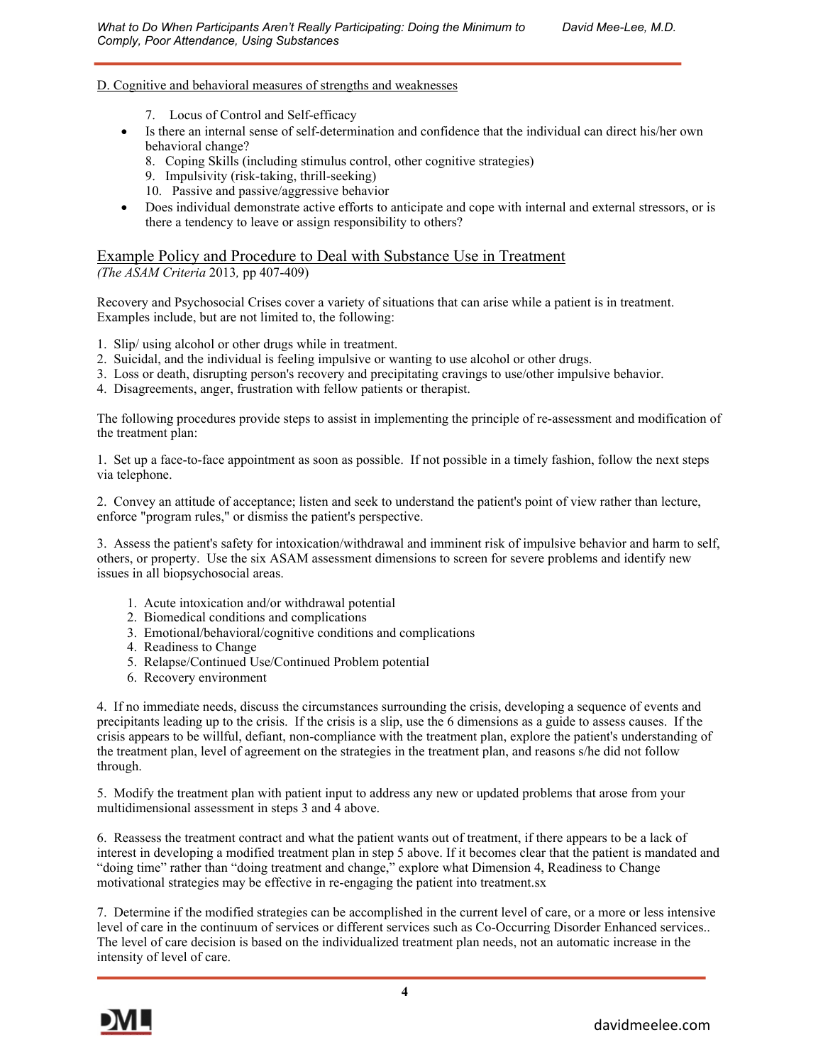D. Cognitive and behavioral measures of strengths and weaknesses

7. Locus of Control and Self-efficacy

- Is there an internal sense of self-determination and confidence that the individual can direct his/her own behavioral change?

8. Coping Skills (including stimulus control, other cognitive strategies)
9. Impulsivity (risk-taking, thrill-seeking)
10. Passive and passive/aggressive behavior

- Does individual demonstrate active efforts to anticipate and cope with internal and external stressors, or is there a tendency to leave or assign responsibility to others?

## Example Policy and Procedure to Deal with Substance Use in Treatment

*(The ASAM Criteria* 2013*,* pp 407-409)

Recovery and Psychosocial Crises cover a variety of situations that can arise while a patient is in treatment. Examples include, but are not limited to, the following:

1. Slip/ using alcohol or other drugs while in treatment.
2. Suicidal, and the individual is feeling impulsive or wanting to use alcohol or other drugs.
3. Loss or death, disrupting person's recovery and precipitating cravings to use/other impulsive behavior.
4. Disagreements, anger, frustration with fellow patients or therapist.

The following procedures provide steps to assist in implementing the principle of re-assessment and modification of the treatment plan:

1. Set up a face-to-face appointment as soon as possible. If not possible in a timely fashion, follow the next steps via telephone.

2. Convey an attitude of acceptance; listen and seek to understand the patient's point of view rather than lecture, enforce "program rules," or dismiss the patient's perspective.

3. Assess the patient's safety for intoxication/withdrawal and imminent risk of impulsive behavior and harm to self, others, or property. Use the six ASAM assessment dimensions to screen for severe problems and identify new issues in all biopsychosocial areas.

   1. Acute intoxication and/or withdrawal potential
   2. Biomedical conditions and complications
   3. Emotional/behavioral/cognitive conditions and complications
   4. Readiness to Change
   5. Relapse/Continued Use/Continued Problem potential
   6. Recovery environment

4. If no immediate needs, discuss the circumstances surrounding the crisis, developing a sequence of events and precipitants leading up to the crisis. If the crisis is a slip, use the 6 dimensions as a guide to assess causes. If the crisis appears to be willful, defiant, non-compliance with the treatment plan, explore the patient's understanding of the treatment plan, level of agreement on the strategies in the treatment plan, and reasons s/he did not follow through.

5. Modify the treatment plan with patient input to address any new or updated problems that arose from your multidimensional assessment in steps 3 and 4 above.

6. Reassess the treatment contract and what the patient wants out of treatment, if there appears to be a lack of interest in developing a modified treatment plan in step 5 above. If it becomes clear that the patient is mandated and "doing time" rather than "doing treatment and change," explore what Dimension 4, Readiness to Change motivational strategies may be effective in re-engaging the patient into treatment.sx

7. Determine if the modified strategies can be accomplished in the current level of care, or a more or less intensive level of care in the continuum of services or different services such as Co-Occurring Disorder Enhanced services.. The level of care decision is based on the individualized treatment plan needs, not an automatic increase in the intensity of level of care.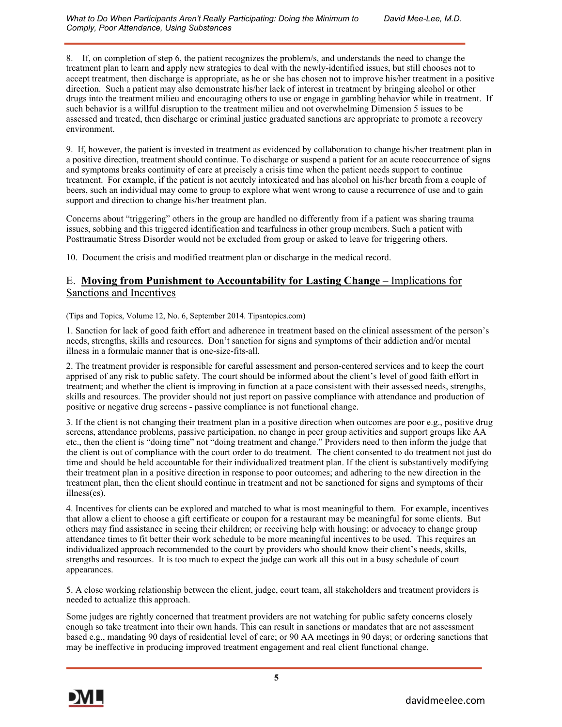8. If, on completion of step 6, the patient recognizes the problem/s, and understands the need to change the treatment plan to learn and apply new strategies to deal with the newly-identified issues, but still chooses not to accept treatment, then discharge is appropriate, as he or she has chosen not to improve his/her treatment in a positive direction. Such a patient may also demonstrate his/her lack of interest in treatment by bringing alcohol or other drugs into the treatment milieu and encouraging others to use or engage in gambling behavior while in treatment. If such behavior is a willful disruption to the treatment milieu and not overwhelming Dimension 5 issues to be assessed and treated, then discharge or criminal justice graduated sanctions are appropriate to promote a recovery environment.

9. If, however, the patient is invested in treatment as evidenced by collaboration to change his/her treatment plan in a positive direction, treatment should continue. To discharge or suspend a patient for an acute reoccurrence of signs and symptoms breaks continuity of care at precisely a crisis time when the patient needs support to continue treatment. For example, if the patient is not acutely intoxicated and has alcohol on his/her breath from a couple of beers, such an individual may come to group to explore what went wrong to cause a recurrence of use and to gain support and direction to change his/her treatment plan.

Concerns about "triggering" others in the group are handled no differently from if a patient was sharing trauma issues, sobbing and this triggered identification and tearfulness in other group members. Such a patient with Posttraumatic Stress Disorder would not be excluded from group or asked to leave for triggering others.

10. Document the crisis and modified treatment plan or discharge in the medical record.

## E. **<u>Moving from Punishment to Accountability for Lasting Change</u>** <u>– Implications for Sanctions and Incentives</u>

(Tips and Topics, Volume 12, No. 6, September 2014. Tipsntopics.com)

1. Sanction for lack of good faith effort and adherence in treatment based on the clinical assessment of the person's needs, strengths, skills and resources. Don't sanction for signs and symptoms of their addiction and/or mental illness in a formulaic manner that is one-size-fits-all.

2. The treatment provider is responsible for careful assessment and person-centered services and to keep the court apprised of any risk to public safety. The court should be informed about the client's level of good faith effort in treatment; and whether the client is improving in function at a pace consistent with their assessed needs, strengths, skills and resources. The provider should not just report on passive compliance with attendance and production of positive or negative drug screens - passive compliance is not functional change.

3. If the client is not changing their treatment plan in a positive direction when outcomes are poor e.g., positive drug screens, attendance problems, passive participation, no change in peer group activities and support groups like AA etc., then the client is "doing time" not "doing treatment and change." Providers need to then inform the judge that the client is out of compliance with the court order to do treatment. The client consented to do treatment not just do time and should be held accountable for their individualized treatment plan. If the client is substantively modifying their treatment plan in a positive direction in response to poor outcomes; and adhering to the new direction in the treatment plan, then the client should continue in treatment and not be sanctioned for signs and symptoms of their illness(es).

4. Incentives for clients can be explored and matched to what is most meaningful to them. For example, incentives that allow a client to choose a gift certificate or coupon for a restaurant may be meaningful for some clients. But others may find assistance in seeing their children; or receiving help with housing; or advocacy to change group attendance times to fit better their work schedule to be more meaningful incentives to be used. This requires an individualized approach recommended to the court by providers who should know their client's needs, skills, strengths and resources. It is too much to expect the judge can work all this out in a busy schedule of court appearances.

5. A close working relationship between the client, judge, court team, all stakeholders and treatment providers is needed to actualize this approach.

Some judges are rightly concerned that treatment providers are not watching for public safety concerns closely enough so take treatment into their own hands. This can result in sanctions or mandates that are not assessment based e.g., mandating 90 days of residential level of care; or 90 AA meetings in 90 days; or ordering sanctions that may be ineffective in producing improved treatment engagement and real client functional change.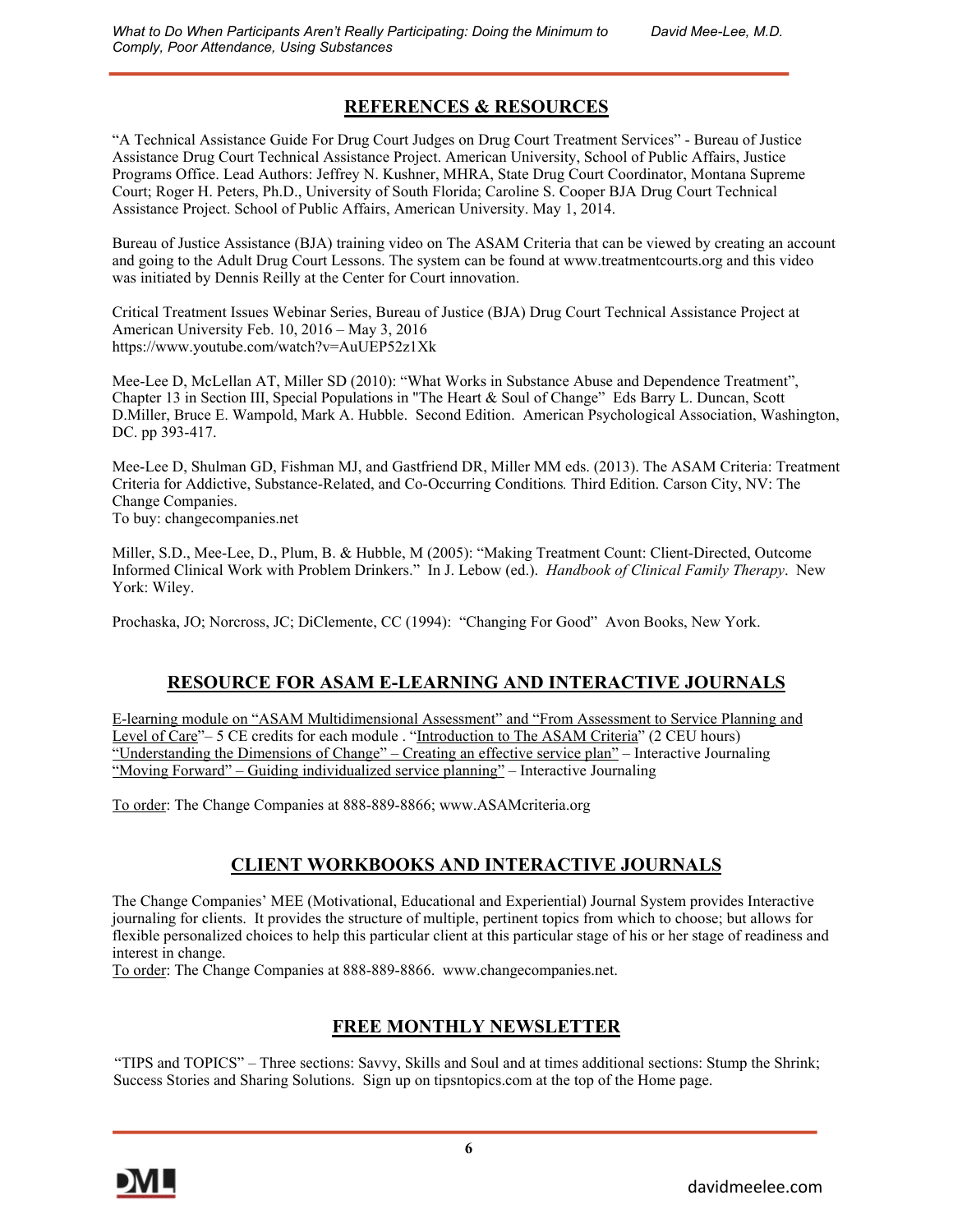## REFERENCES & RESOURCES

"A Technical Assistance Guide For Drug Court Judges on Drug Court Treatment Services" - Bureau of Justice Assistance Drug Court Technical Assistance Project. American University, School of Public Affairs, Justice Programs Office. Lead Authors: Jeffrey N. Kushner, MHRA, State Drug Court Coordinator, Montana Supreme Court; Roger H. Peters, Ph.D., University of South Florida; Caroline S. Cooper BJA Drug Court Technical Assistance Project. School of Public Affairs, American University. May 1, 2014.

Bureau of Justice Assistance (BJA) training video on The ASAM Criteria that can be viewed by creating an account and going to the Adult Drug Court Lessons. The system can be found at www.treatmentcourts.org and this video was initiated by Dennis Reilly at the Center for Court innovation.

Critical Treatment Issues Webinar Series, Bureau of Justice (BJA) Drug Court Technical Assistance Project at American University Feb. 10, 2016 – May 3, 2016
https://www.youtube.com/watch?v=AuUEP52z1Xk

Mee-Lee D, McLellan AT, Miller SD (2010): "What Works in Substance Abuse and Dependence Treatment", Chapter 13 in Section III, Special Populations in "The Heart & Soul of Change" Eds Barry L. Duncan, Scott D.Miller, Bruce E. Wampold, Mark A. Hubble. Second Edition. American Psychological Association, Washington, DC. pp 393-417.

Mee-Lee D, Shulman GD, Fishman MJ, and Gastfriend DR, Miller MM eds. (2013). The ASAM Criteria: Treatment Criteria for Addictive, Substance-Related, and Co-Occurring Conditions*.* Third Edition. Carson City, NV: The Change Companies.
To buy: changecompanies.net

Miller, S.D., Mee-Lee, D., Plum, B. & Hubble, M (2005): "Making Treatment Count: Client-Directed, Outcome Informed Clinical Work with Problem Drinkers." In J. Lebow (ed.). *Handbook of Clinical Family Therapy*. New York: Wiley.

Prochaska, JO; Norcross, JC; DiClemente, CC (1994): "Changing For Good" Avon Books, New York.

## RESOURCE FOR ASAM E-LEARNING AND INTERACTIVE JOURNALS

E-learning module on "ASAM Multidimensional Assessment" and "From Assessment to Service Planning and Level of Care"– 5 CE credits for each module . "Introduction to The ASAM Criteria" (2 CEU hours)
"Understanding the Dimensions of Change" – Creating an effective service plan" – Interactive Journaling
"Moving Forward" – Guiding individualized service planning" – Interactive Journaling

To order: The Change Companies at 888-889-8866; www.ASAMcriteria.org

## CLIENT WORKBOOKS AND INTERACTIVE JOURNALS

The Change Companies' MEE (Motivational, Educational and Experiential) Journal System provides Interactive journaling for clients. It provides the structure of multiple, pertinent topics from which to choose; but allows for flexible personalized choices to help this particular client at this particular stage of his or her stage of readiness and interest in change.
To order: The Change Companies at 888-889-8866. www.changecompanies.net.

## FREE MONTHLY NEWSLETTER

"TIPS and TOPICS" – Three sections: Savvy, Skills and Soul and at times additional sections: Stump the Shrink; Success Stories and Sharing Solutions. Sign up on tipsntopics.com at the top of the Home page.